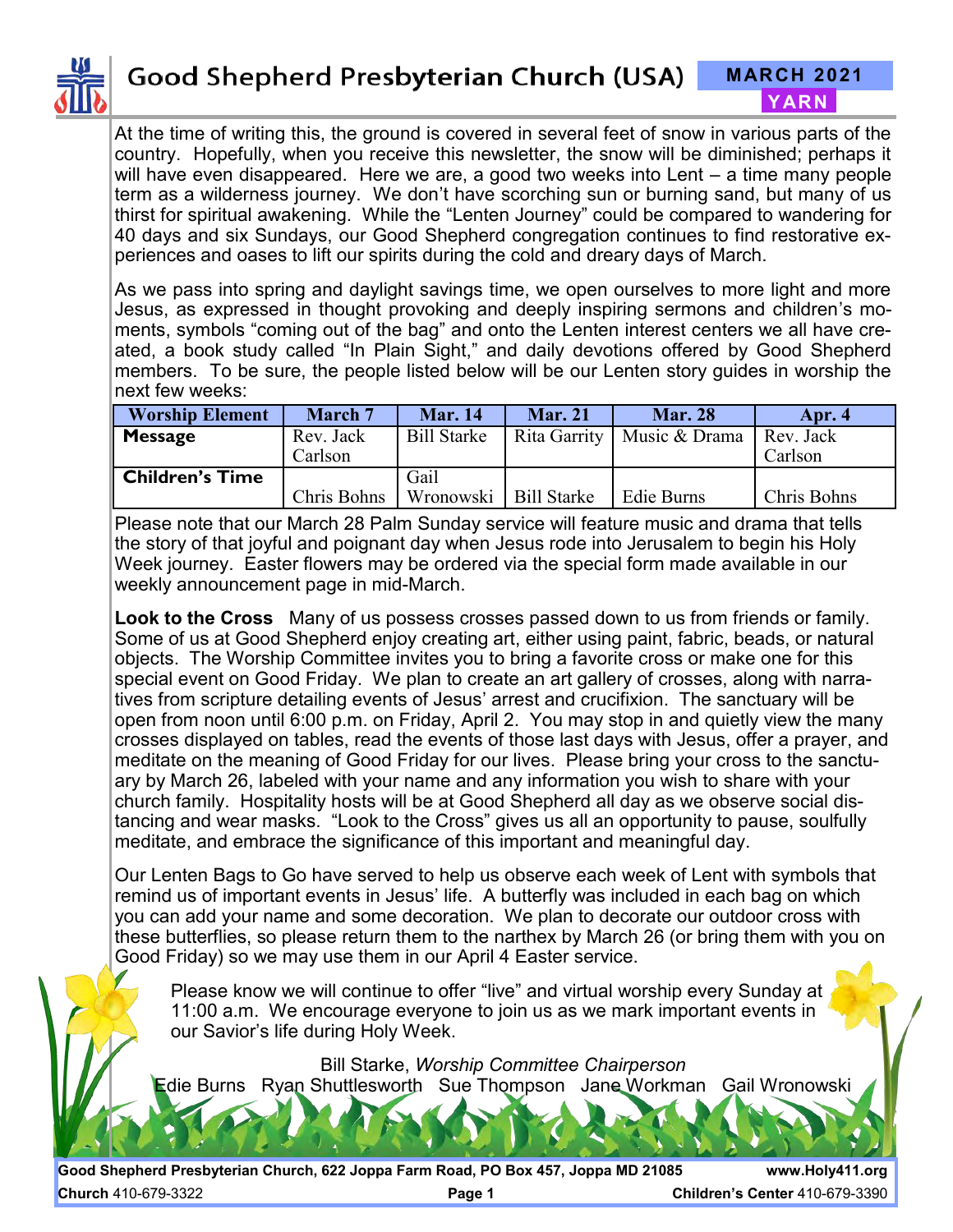# Good Shepherd Presbyterian Church (USA)

**MARCH 2021**
**YARN**

At the time of writing this, the ground is covered in several feet of snow in various parts of the country. Hopefully, when you receive this newsletter, the snow will be diminished; perhaps it will have even disappeared. Here we are, a good two weeks into Lent – a time many people term as a wilderness journey. We don't have scorching sun or burning sand, but many of us thirst for spiritual awakening. While the "Lenten Journey" could be compared to wandering for 40 days and six Sundays, our Good Shepherd congregation continues to find restorative experiences and oases to lift our spirits during the cold and dreary days of March.

As we pass into spring and daylight savings time, we open ourselves to more light and more Jesus, as expressed in thought provoking and deeply inspiring sermons and children's moments, symbols "coming out of the bag" and onto the Lenten interest centers we all have created, a book study called "In Plain Sight," and daily devotions offered by Good Shepherd members. To be sure, the people listed below will be our Lenten story guides in worship the next few weeks:

| Worship Element | March 7 | Mar. 14 | Mar. 21 | Mar. 28 | Apr. 4 |
|---|---|---|---|---|---|
| **Message** | Rev. Jack Carlson | Bill Starke | Rita Garrity | Music & Drama | Rev. Jack Carlson |
| **Children's Time** | Chris Bohns | Gail Wronowski | Bill Starke | Edie Burns | Chris Bohns |

Please note that our March 28 Palm Sunday service will feature music and drama that tells the story of that joyful and poignant day when Jesus rode into Jerusalem to begin his Holy Week journey. Easter flowers may be ordered via the special form made available in our weekly announcement page in mid-March.

**Look to the Cross** Many of us possess crosses passed down to us from friends or family. Some of us at Good Shepherd enjoy creating art, either using paint, fabric, beads, or natural objects. The Worship Committee invites you to bring a favorite cross or make one for this special event on Good Friday. We plan to create an art gallery of crosses, along with narratives from scripture detailing events of Jesus' arrest and crucifixion. The sanctuary will be open from noon until 6:00 p.m. on Friday, April 2. You may stop in and quietly view the many crosses displayed on tables, read the events of those last days with Jesus, offer a prayer, and meditate on the meaning of Good Friday for our lives. Please bring your cross to the sanctuary by March 26, labeled with your name and any information you wish to share with your church family. Hospitality hosts will be at Good Shepherd all day as we observe social distancing and wear masks. "Look to the Cross" gives us all an opportunity to pause, soulfully meditate, and embrace the significance of this important and meaningful day.

Our Lenten Bags to Go have served to help us observe each week of Lent with symbols that remind us of important events in Jesus' life. A butterfly was included in each bag on which you can add your name and some decoration. We plan to decorate our outdoor cross with these butterflies, so please return them to the narthex by March 26 (or bring them with you on Good Friday) so we may use them in our April 4 Easter service.

Please know we will continue to offer "live" and virtual worship every Sunday at 11:00 a.m. We encourage everyone to join us as we mark important events in our Savior's life during Holy Week.

Bill Starke, *Worship Committee Chairperson*
Edie Burns Ryan Shuttlesworth Sue Thompson Jane Workman Gail Wronowski

**Good Shepherd Presbyterian Church, 622 Joppa Farm Road, PO Box 457, Joppa MD 21085** **www.Holy411.org**
**Church** 410-679-3322 **Children's Center** 410-679-3390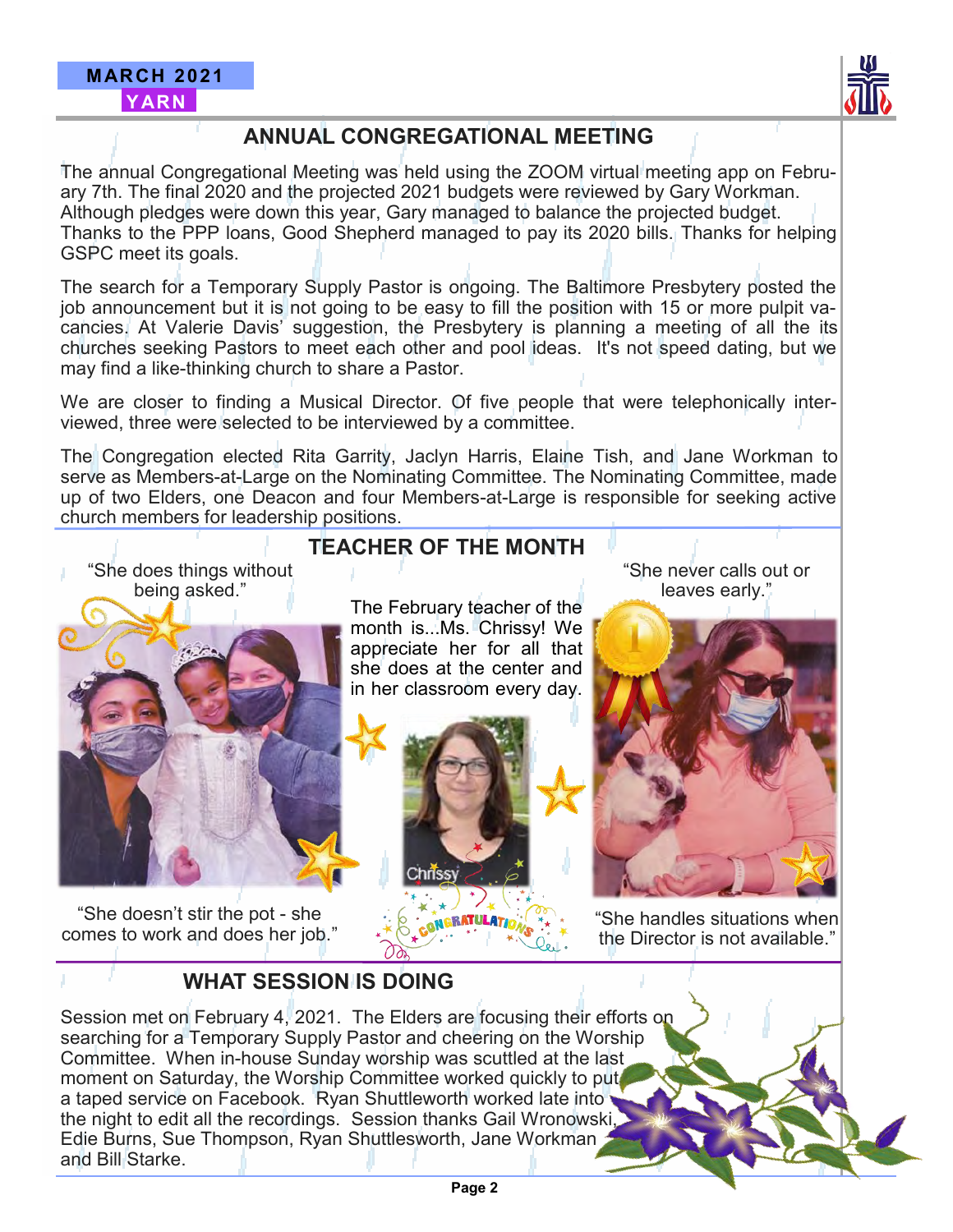## ANNUAL CONGREGATIONAL MEETING

The annual Congregational Meeting was held using the ZOOM virtual meeting app on February 7th. The final 2020 and the projected 2021 budgets were reviewed by Gary Workman. Although pledges were down this year, Gary managed to balance the projected budget. Thanks to the PPP loans, Good Shepherd managed to pay its 2020 bills. Thanks for helping GSPC meet its goals.

The search for a Temporary Supply Pastor is ongoing. The Baltimore Presbytery posted the job announcement but it is not going to be easy to fill the position with 15 or more pulpit vacancies. At Valerie Davis' suggestion, the Presbytery is planning a meeting of all the its churches seeking Pastors to meet each other and pool ideas. It's not speed dating, but we may find a like-thinking church to share a Pastor.

We are closer to finding a Musical Director. Of five people that were telephonically interviewed, three were selected to be interviewed by a committee.

The Congregation elected Rita Garrity, Jaclyn Harris, Elaine Tish, and Jane Workman to serve as Members-at-Large on the Nominating Committee. The Nominating Committee, made up of two Elders, one Deacon and four Members-at-Large is responsible for seeking active church members for leadership positions.

## TEACHER OF THE MONTH

"She does things without being asked."

The February teacher of the month is...Ms. Chrissy! We appreciate her for all that she does at the center and in her classroom every day.

"She never calls out or leaves early."

Chrissy

CONGRATULATIONS

"She doesn't stir the pot - she comes to work and does her job."

"She handles situations when the Director is not available."

## WHAT SESSION IS DOING

Session met on February 4, 2021. The Elders are focusing their efforts on searching for a Temporary Supply Pastor and cheering on the Worship Committee. When in-house Sunday worship was scuttled at the last moment on Saturday, the Worship Committee worked quickly to put a taped service on Facebook. Ryan Shuttleworth worked late into the night to edit all the recordings. Session thanks Gail Wronowski, Edie Burns, Sue Thompson, Ryan Shuttlesworth, Jane Workman and Bill Starke.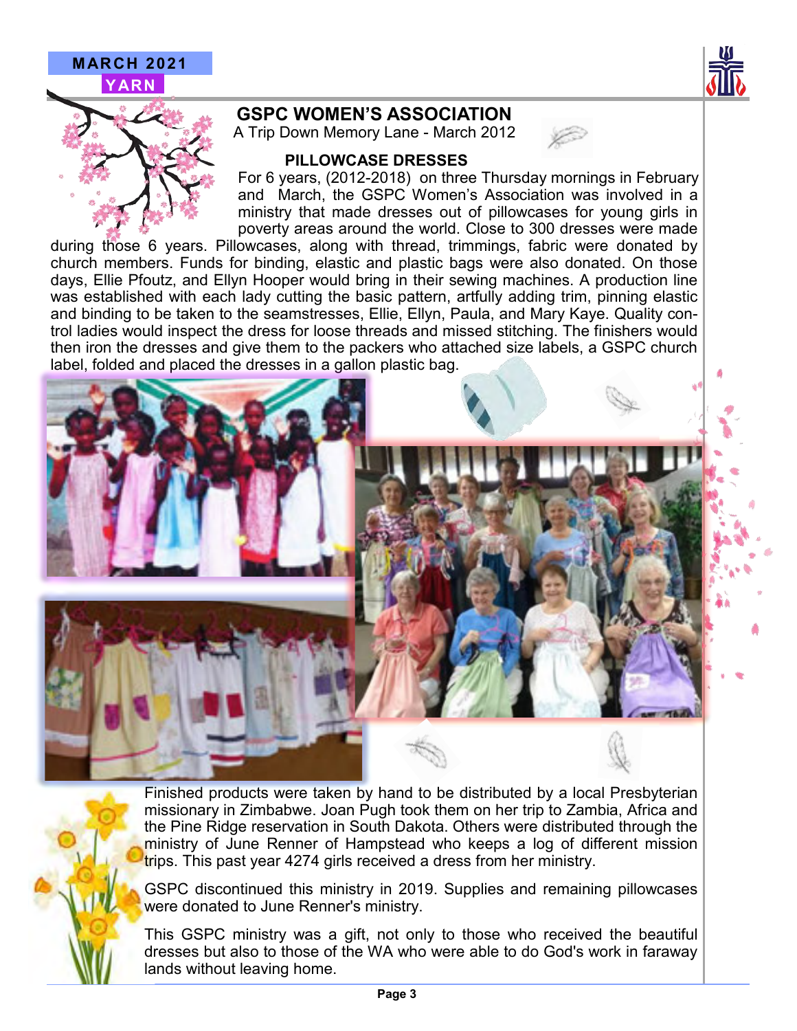MARCH 2021

YARN

## GSPC WOMEN'S ASSOCIATION

A Trip Down Memory Lane - March 2012

### PILLOWCASE DRESSES

For 6 years, (2012-2018) on three Thursday mornings in February and March, the GSPC Women's Association was involved in a ministry that made dresses out of pillowcases for young girls in poverty areas around the world. Close to 300 dresses were made during those 6 years. Pillowcases, along with thread, trimmings, fabric were donated by church members. Funds for binding, elastic and plastic bags were also donated. On those days, Ellie Pfoutz, and Ellyn Hooper would bring in their sewing machines. A production line was established with each lady cutting the basic pattern, artfully adding trim, pinning elastic and binding to be taken to the seamstresses, Ellie, Ellyn, Paula, and Mary Kaye. Quality control ladies would inspect the dress for loose threads and missed stitching. The finishers would then iron the dresses and give them to the packers who attached size labels, a GSPC church label, folded and placed the dresses in a gallon plastic bag.

Finished products were taken by hand to be distributed by a local Presbyterian missionary in Zimbabwe. Joan Pugh took them on her trip to Zambia, Africa and the Pine Ridge reservation in South Dakota. Others were distributed through the ministry of June Renner of Hampstead who keeps a log of different mission trips. This past year 4274 girls received a dress from her ministry.

GSPC discontinued this ministry in 2019. Supplies and remaining pillowcases were donated to June Renner's ministry.

This GSPC ministry was a gift, not only to those who received the beautiful dresses but also to those of the WA who were able to do God's work in faraway lands without leaving home.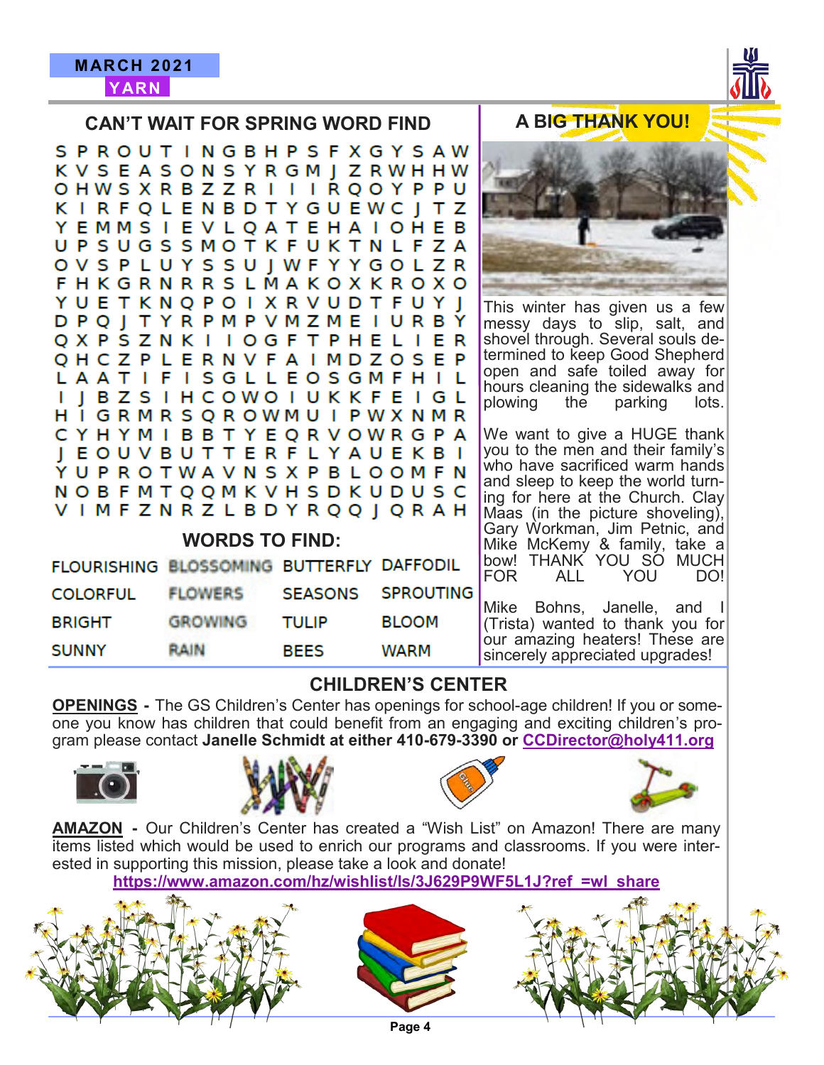MARCH 2021

YARN

## CAN'T WAIT FOR SPRING WORD FIND

```
S P R O U T I N G B H P S F X G Y S A W
K V S E A S O N S Y R G M J Z R W H H W
O H W S X R B Z Z R I I I R Q O Y P P U
K I R F Q L E N B D T Y G U E W C J T Z
Y E M M S I E V L Q A T E H A I O H E B
U P S U G S S M O T K F U K T N L F Z A
O V S P L U Y S S U J W F Y Y G O L Z R
F H K G R N R R S L M A K O X K R O X O
Y U E T K N Q P O I X R V U D T F U Y J
D P Q J T Y R P M P V M Z M E I U R B Y
Q X P S Z N K I I O G F T P H E L I E R
Q H C Z P L E R N V F A I M D Z O S E P
L A A T I F I S G L L E O S G M F H I L
I J B Z S I H C O W O I U K K F E I G L
H I G R M R S Q R O W M U I P W X N M R
C Y H Y M I B B T Y E Q R V O W R G P A
J E O U V B U T T E R F L Y A U E K B I
Y U P R O T W A V N S X P B L O O M F N
N O B F M T Q Q M K V H S D K U D U S C
V I M F Z N R Z L B D Y R Q Q J Q R A H
```

### WORDS TO FIND:

| | | | |
|---|---|---|---|
| FLOURISHING | BLOSSOMING | BUTTERFLY | DAFFODIL |
| COLORFUL | FLOWERS | SEASONS | SPROUTING |
| BRIGHT | GROWING | TULIP | BLOOM |
| SUNNY | RAIN | BEES | WARM |

## A BIG THANK YOU!

This winter has given us a few messy days to slip, salt, and shovel through. Several souls determined to keep Good Shepherd open and safe toiled away for hours cleaning the sidewalks and plowing the parking lots.

We want to give a HUGE thank you to the men and their family's who have sacrificed warm hands and sleep to keep the world turning for here at the Church. Clay Maas (in the picture shoveling), Gary Workman, Jim Petnic, and Mike McKemy & family, take a bow! THANK YOU SO MUCH FOR ALL YOU DO!

Mike Bohns, Janelle, and I (Trista) wanted to thank you for our amazing heaters! These are sincerely appreciated upgrades!

## CHILDREN'S CENTER

**OPENINGS -** The GS Children's Center has openings for school-age children! If you or someone you know has children that could benefit from an engaging and exciting children's program please contact **Janelle Schmidt at either 410-679-3390 or CCDirector@holy411.org**

**AMAZON -** Our Children's Center has created a "Wish List" on Amazon! There are many items listed which would be used to enrich our programs and classrooms. If you were interested in supporting this mission, please take a look and donate!

https://www.amazon.com/hz/wishlist/ls/3J629P9WF5L1J?ref_=wl_share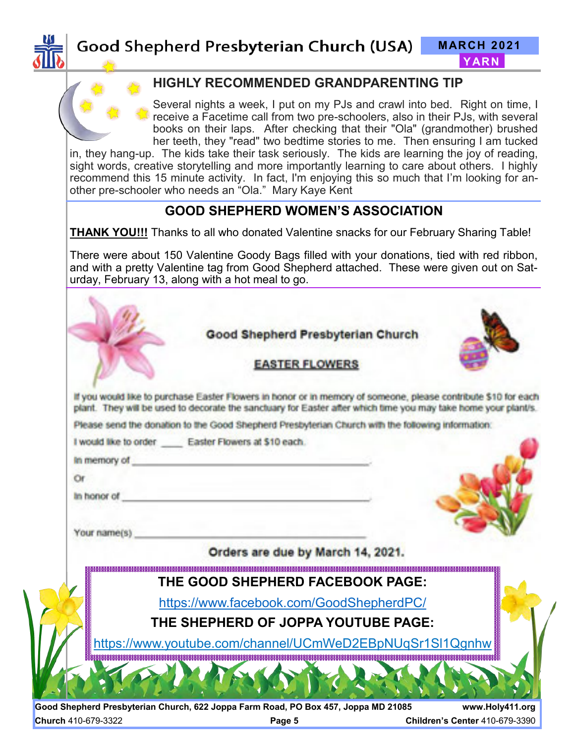## HIGHLY RECOMMENDED GRANDPARENTING TIP

Several nights a week, I put on my PJs and crawl into bed. Right on time, I receive a Facetime call from two pre-schoolers, also in their PJs, with several books on their laps. After checking that their "Ola" (grandmother) brushed her teeth, they "read" two bedtime stories to me. Then ensuring I am tucked in, they hang-up. The kids take their task seriously. The kids are learning the joy of reading, sight words, creative storytelling and more importantly learning to care about others. I highly recommend this 15 minute activity. In fact, I'm enjoying this so much that I'm looking for another pre-schooler who needs an "Ola." Mary Kaye Kent

## GOOD SHEPHERD WOMEN'S ASSOCIATION

**THANK YOU!!!** Thanks to all who donated Valentine snacks for our February Sharing Table!

There were about 150 Valentine Goody Bags filled with your donations, tied with red ribbon, and with a pretty Valentine tag from Good Shepherd attached. These were given out on Saturday, February 13, along with a hot meal to go.

### Good Shepherd Presbyterian Church

**EASTER FLOWERS**

If you would like to purchase Easter Flowers in honor or in memory of someone, please contribute $10 for each plant. They will be used to decorate the sanctuary for Easter after which time you may take home your plant/s.

Please send the donation to the Good Shepherd Presbyterian Church with the following information:

I would like to order ____ Easter Flowers at $10 each.

In memory of ________________________________.

Or

In honor of ________________________________.

Your name(s) ________________________________

**Orders are due by March 14, 2021.**

## THE GOOD SHEPHERD FACEBOOK PAGE:

https://www.facebook.com/GoodShepherdPC/

## THE SHEPHERD OF JOPPA YOUTUBE PAGE:

https://www.youtube.com/channel/UCmWeD2EBpNUqSr1Sl1Qgnhw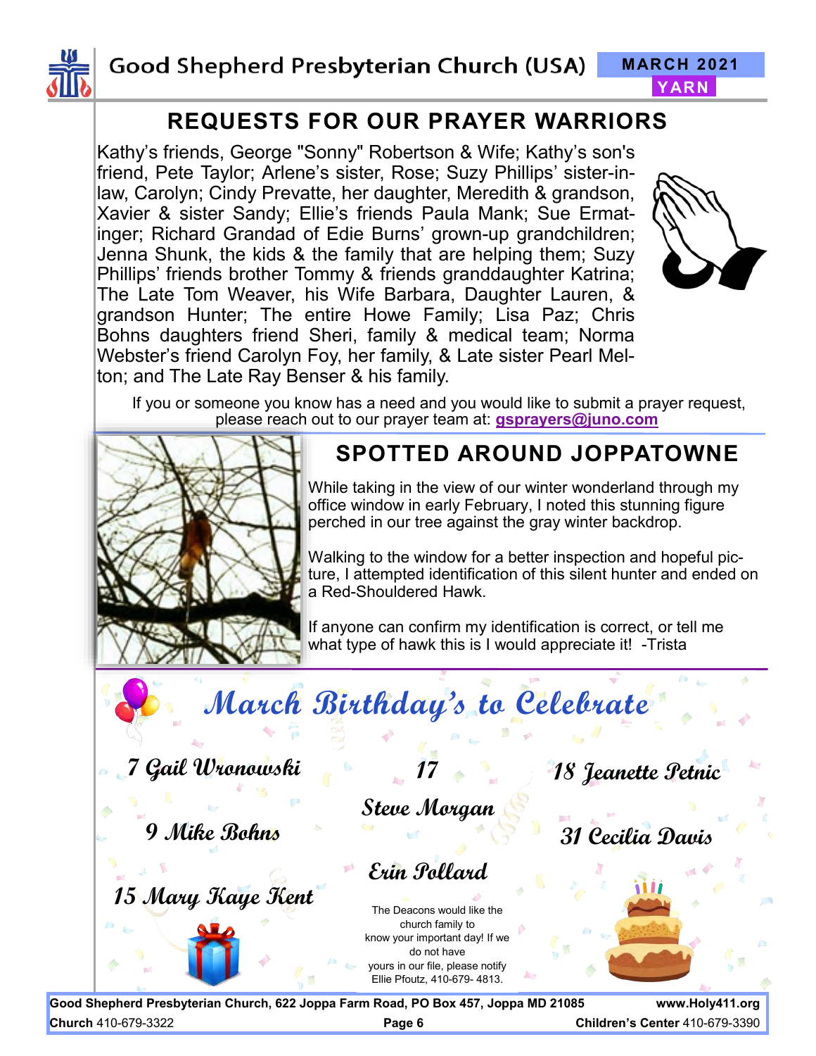## REQUESTS FOR OUR PRAYER WARRIORS

Kathy's friends, George "Sonny" Robertson & Wife; Kathy's son's friend, Pete Taylor; Arlene's sister, Rose; Suzy Phillips' sister-in-law, Carolyn; Cindy Prevatte, her daughter, Meredith & grandson, Xavier & sister Sandy; Ellie's friends Paula Mank; Sue Ermatinger; Richard Grandad of Edie Burns' grown-up grandchildren; Jenna Shunk, the kids & the family that are helping them; Suzy Phillips' friends brother Tommy & friends granddaughter Katrina; The Late Tom Weaver, his Wife Barbara, Daughter Lauren, & grandson Hunter; The entire Howe Family; Lisa Paz; Chris Bohns daughters friend Sheri, family & medical team; Norma Webster's friend Carolyn Foy, her family, & Late sister Pearl Melton; and The Late Ray Benser & his family.

If you or someone you know has a need and you would like to submit a prayer request, please reach out to our prayer team at: **gsprayers@juno.com**

## SPOTTED AROUND JOPPATOWNE

While taking in the view of our winter wonderland through my office window in early February, I noted this stunning figure perched in our tree against the gray winter backdrop.

Walking to the window for a better inspection and hopeful picture, I attempted identification of this silent hunter and ended on a Red-Shouldered Hawk.

If anyone can confirm my identification is correct, or tell me what type of hawk this is I would appreciate it! -Trista

## *March Birthday's to Celebrate*

*7 Gail Wronowski*

*9 Mike Bohns*

*15 Mary Kaye Kent*

*17*

*Steve Morgan*

*Erin Pollard*

*18 Jeanette Petnic*

*31 Cecilia Davis*

The Deacons would like the church family to know your important day! If we do not have yours in our file, please notify Ellie Pfoutz, 410-679- 4813.

**Good Shepherd Presbyterian Church, 622 Joppa Farm Road, PO Box 457, Joppa MD 21085** **www.Holy411.org**

**Church** 410-679-3322 **Children's Center** 410-679-3390